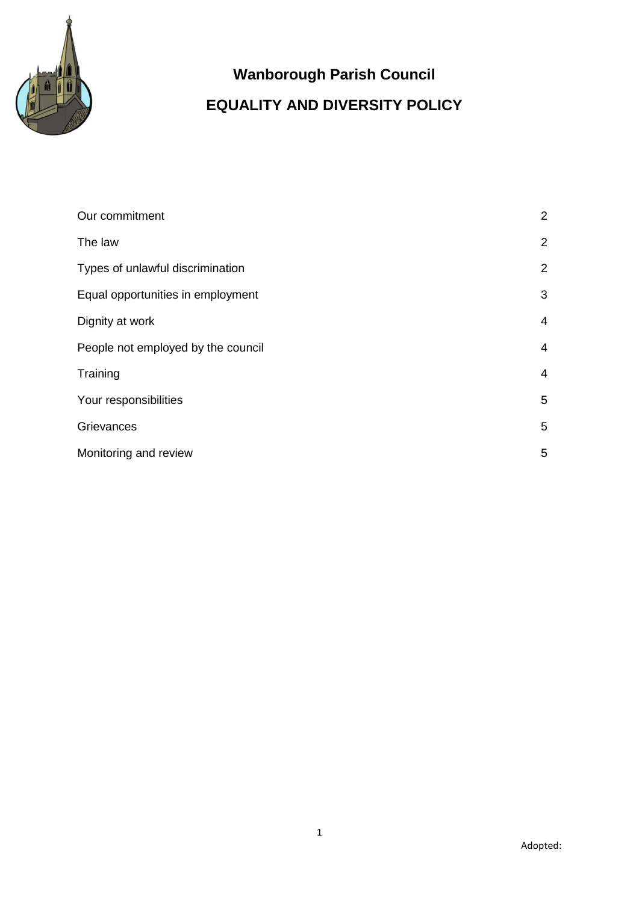# Wanborough Parish Council

## EQUALITY AND DIVERSITY POLICY

| | |
|---|---|
| Our commitment | 2 |
| The law | 2 |
| Types of unlawful discrimination | 2 |
| Equal opportunities in employment | 3 |
| Dignity at work | 4 |
| People not employed by the council | 4 |
| Training | 4 |
| Your responsibilities | 5 |
| Grievances | 5 |
| Monitoring and review | 5 |

Adopted: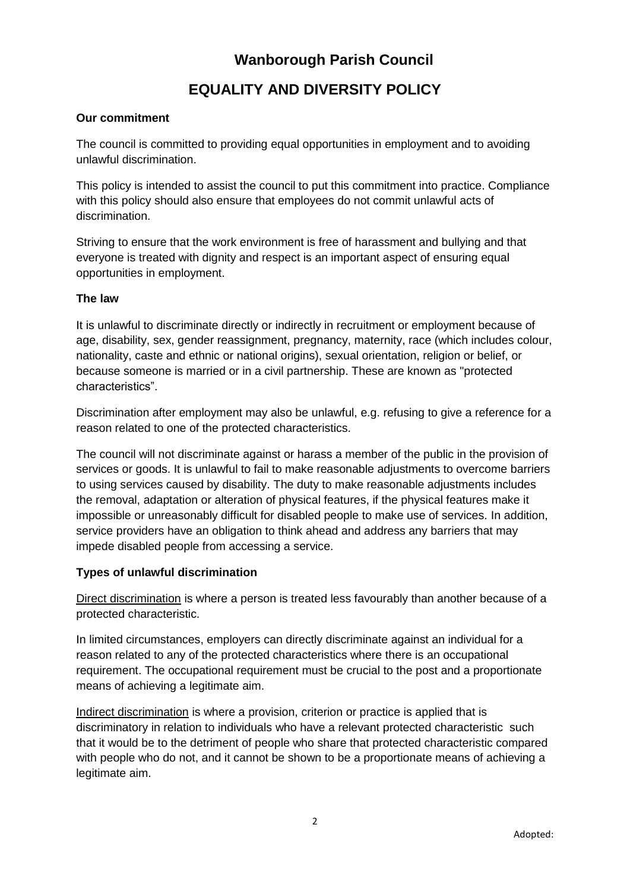# Wanborough Parish Council

## EQUALITY AND DIVERSITY POLICY

**Our commitment**

The council is committed to providing equal opportunities in employment and to avoiding unlawful discrimination.

This policy is intended to assist the council to put this commitment into practice. Compliance with this policy should also ensure that employees do not commit unlawful acts of discrimination.

Striving to ensure that the work environment is free of harassment and bullying and that everyone is treated with dignity and respect is an important aspect of ensuring equal opportunities in employment.

**The law**

It is unlawful to discriminate directly or indirectly in recruitment or employment because of age, disability, sex, gender reassignment, pregnancy, maternity, race (which includes colour, nationality, caste and ethnic or national origins), sexual orientation, religion or belief, or because someone is married or in a civil partnership. These are known as "protected characteristics".

Discrimination after employment may also be unlawful, e.g. refusing to give a reference for a reason related to one of the protected characteristics.

The council will not discriminate against or harass a member of the public in the provision of services or goods. It is unlawful to fail to make reasonable adjustments to overcome barriers to using services caused by disability. The duty to make reasonable adjustments includes the removal, adaptation or alteration of physical features, if the physical features make it impossible or unreasonably difficult for disabled people to make use of services. In addition, service providers have an obligation to think ahead and address any barriers that may impede disabled people from accessing a service.

**Types of unlawful discrimination**

Direct discrimination is where a person is treated less favourably than another because of a protected characteristic.

In limited circumstances, employers can directly discriminate against an individual for a reason related to any of the protected characteristics where there is an occupational requirement. The occupational requirement must be crucial to the post and a proportionate means of achieving a legitimate aim.

Indirect discrimination is where a provision, criterion or practice is applied that is discriminatory in relation to individuals who have a relevant protected characteristic such that it would be to the detriment of people who share that protected characteristic compared with people who do not, and it cannot be shown to be a proportionate means of achieving a legitimate aim.

Adopted: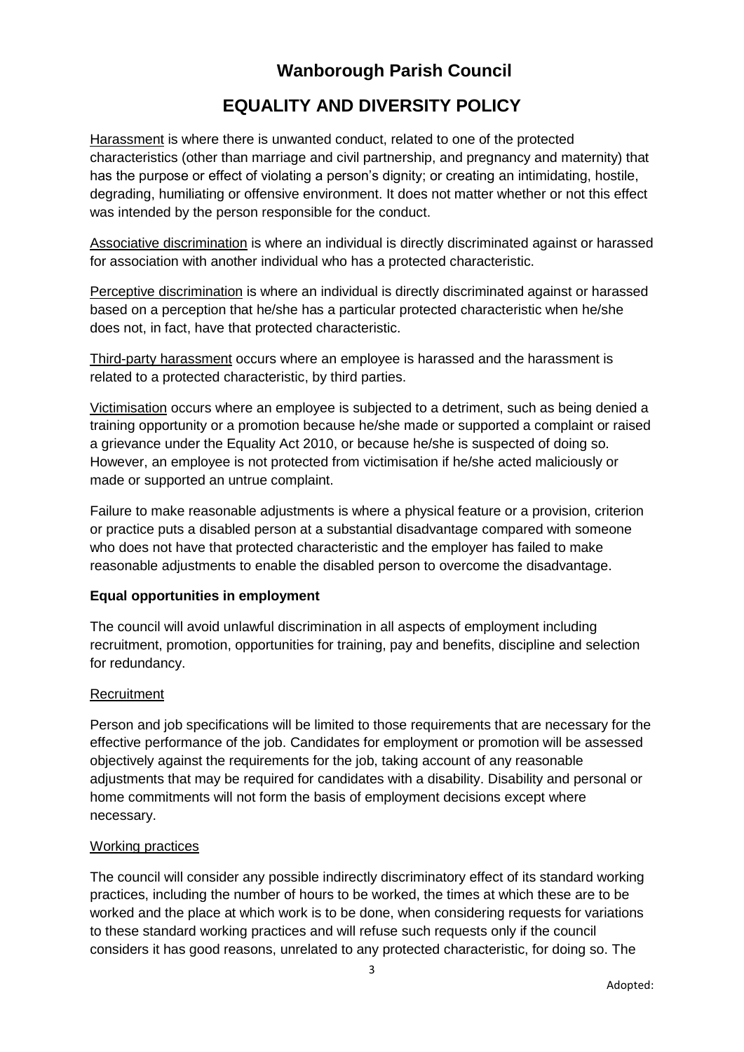# Wanborough Parish Council

## EQUALITY AND DIVERSITY POLICY

Harassment is where there is unwanted conduct, related to one of the protected characteristics (other than marriage and civil partnership, and pregnancy and maternity) that has the purpose or effect of violating a person's dignity; or creating an intimidating, hostile, degrading, humiliating or offensive environment. It does not matter whether or not this effect was intended by the person responsible for the conduct.

Associative discrimination is where an individual is directly discriminated against or harassed for association with another individual who has a protected characteristic.

Perceptive discrimination is where an individual is directly discriminated against or harassed based on a perception that he/she has a particular protected characteristic when he/she does not, in fact, have that protected characteristic.

Third-party harassment occurs where an employee is harassed and the harassment is related to a protected characteristic, by third parties.

Victimisation occurs where an employee is subjected to a detriment, such as being denied a training opportunity or a promotion because he/she made or supported a complaint or raised a grievance under the Equality Act 2010, or because he/she is suspected of doing so. However, an employee is not protected from victimisation if he/she acted maliciously or made or supported an untrue complaint.

Failure to make reasonable adjustments is where a physical feature or a provision, criterion or practice puts a disabled person at a substantial disadvantage compared with someone who does not have that protected characteristic and the employer has failed to make reasonable adjustments to enable the disabled person to overcome the disadvantage.

**Equal opportunities in employment**

The council will avoid unlawful discrimination in all aspects of employment including recruitment, promotion, opportunities for training, pay and benefits, discipline and selection for redundancy.

Recruitment

Person and job specifications will be limited to those requirements that are necessary for the effective performance of the job. Candidates for employment or promotion will be assessed objectively against the requirements for the job, taking account of any reasonable adjustments that may be required for candidates with a disability. Disability and personal or home commitments will not form the basis of employment decisions except where necessary.

Working practices

The council will consider any possible indirectly discriminatory effect of its standard working practices, including the number of hours to be worked, the times at which these are to be worked and the place at which work is to be done, when considering requests for variations to these standard working practices and will refuse such requests only if the council considers it has good reasons, unrelated to any protected characteristic, for doing so. The

Adopted: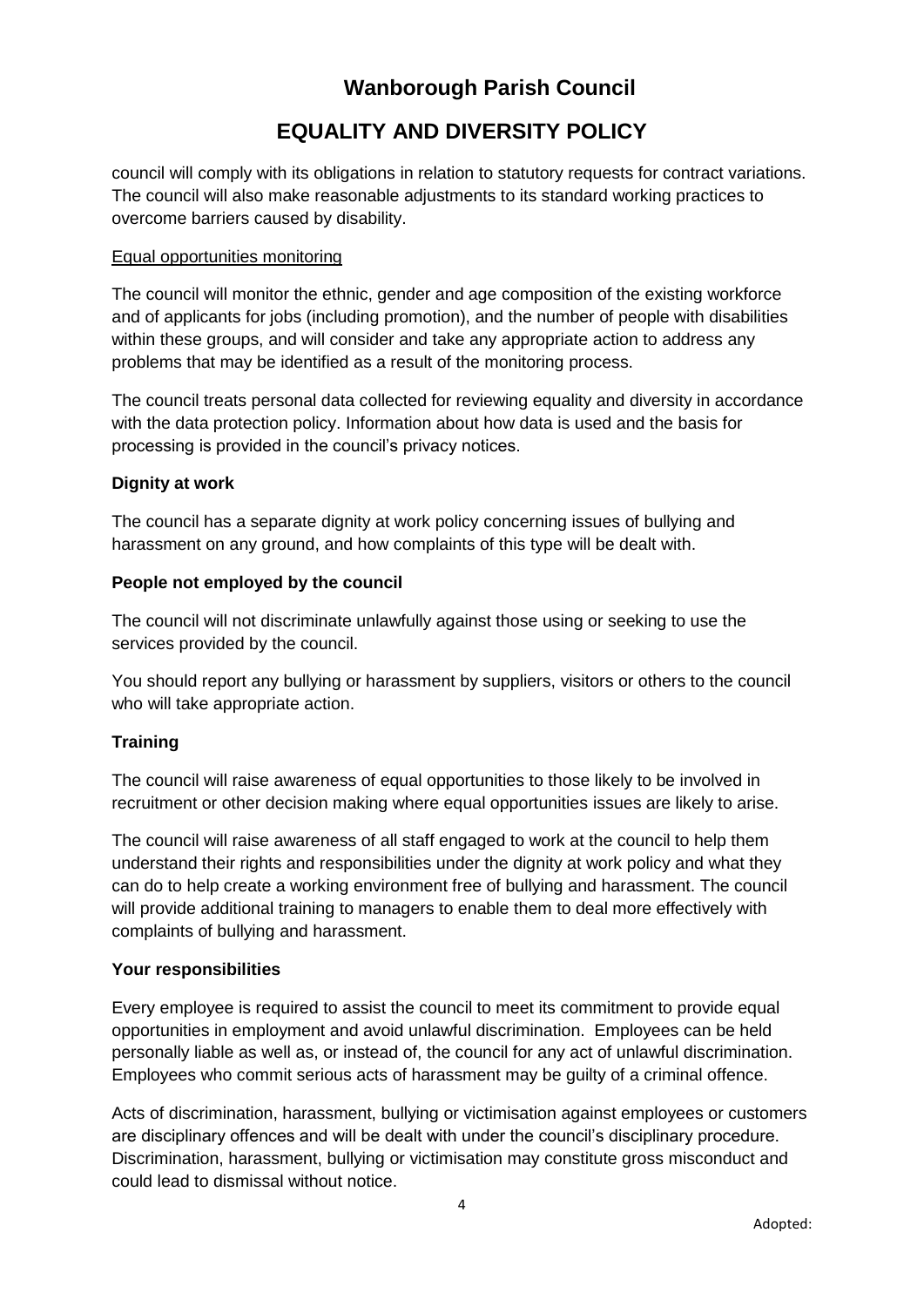council will comply with its obligations in relation to statutory requests for contract variations. The council will also make reasonable adjustments to its standard working practices to overcome barriers caused by disability.

Equal opportunities monitoring

The council will monitor the ethnic, gender and age composition of the existing workforce and of applicants for jobs (including promotion), and the number of people with disabilities within these groups, and will consider and take any appropriate action to address any problems that may be identified as a result of the monitoring process.

The council treats personal data collected for reviewing equality and diversity in accordance with the data protection policy. Information about how data is used and the basis for processing is provided in the council's privacy notices.

**Dignity at work**

The council has a separate dignity at work policy concerning issues of bullying and harassment on any ground, and how complaints of this type will be dealt with.

**People not employed by the council**

The council will not discriminate unlawfully against those using or seeking to use the services provided by the council.

You should report any bullying or harassment by suppliers, visitors or others to the council who will take appropriate action.

**Training**

The council will raise awareness of equal opportunities to those likely to be involved in recruitment or other decision making where equal opportunities issues are likely to arise.

The council will raise awareness of all staff engaged to work at the council to help them understand their rights and responsibilities under the dignity at work policy and what they can do to help create a working environment free of bullying and harassment. The council will provide additional training to managers to enable them to deal more effectively with complaints of bullying and harassment.

**Your responsibilities**

Every employee is required to assist the council to meet its commitment to provide equal opportunities in employment and avoid unlawful discrimination. Employees can be held personally liable as well as, or instead of, the council for any act of unlawful discrimination. Employees who commit serious acts of harassment may be guilty of a criminal offence.

Acts of discrimination, harassment, bullying or victimisation against employees or customers are disciplinary offences and will be dealt with under the council's disciplinary procedure. Discrimination, harassment, bullying or victimisation may constitute gross misconduct and could lead to dismissal without notice.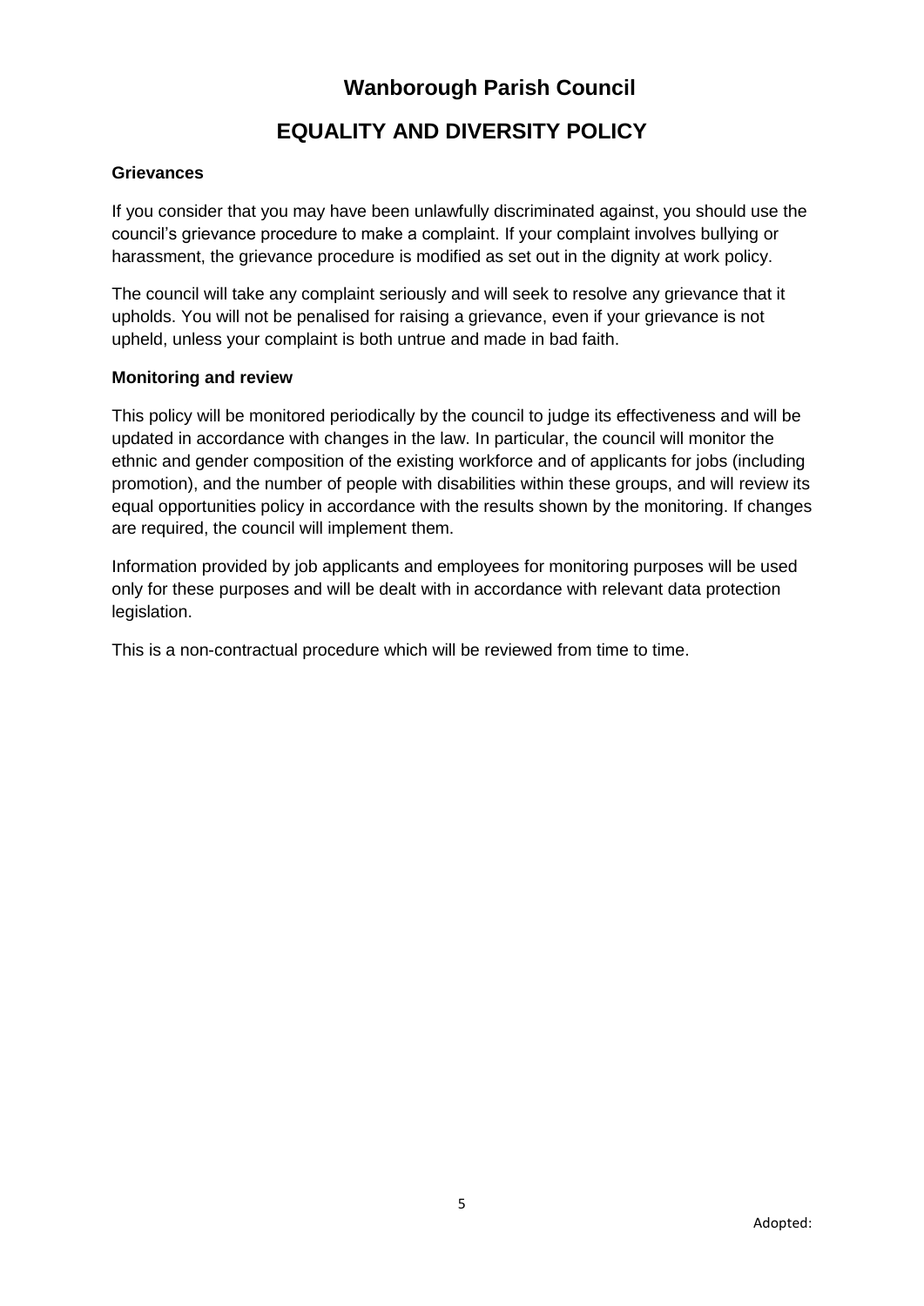**Grievances**

If you consider that you may have been unlawfully discriminated against, you should use the council's grievance procedure to make a complaint. If your complaint involves bullying or harassment, the grievance procedure is modified as set out in the dignity at work policy.

The council will take any complaint seriously and will seek to resolve any grievance that it upholds. You will not be penalised for raising a grievance, even if your grievance is not upheld, unless your complaint is both untrue and made in bad faith.

**Monitoring and review**

This policy will be monitored periodically by the council to judge its effectiveness and will be updated in accordance with changes in the law. In particular, the council will monitor the ethnic and gender composition of the existing workforce and of applicants for jobs (including promotion), and the number of people with disabilities within these groups, and will review its equal opportunities policy in accordance with the results shown by the monitoring. If changes are required, the council will implement them.

Information provided by job applicants and employees for monitoring purposes will be used only for these purposes and will be dealt with in accordance with relevant data protection legislation.

This is a non-contractual procedure which will be reviewed from time to time.

Adopted: